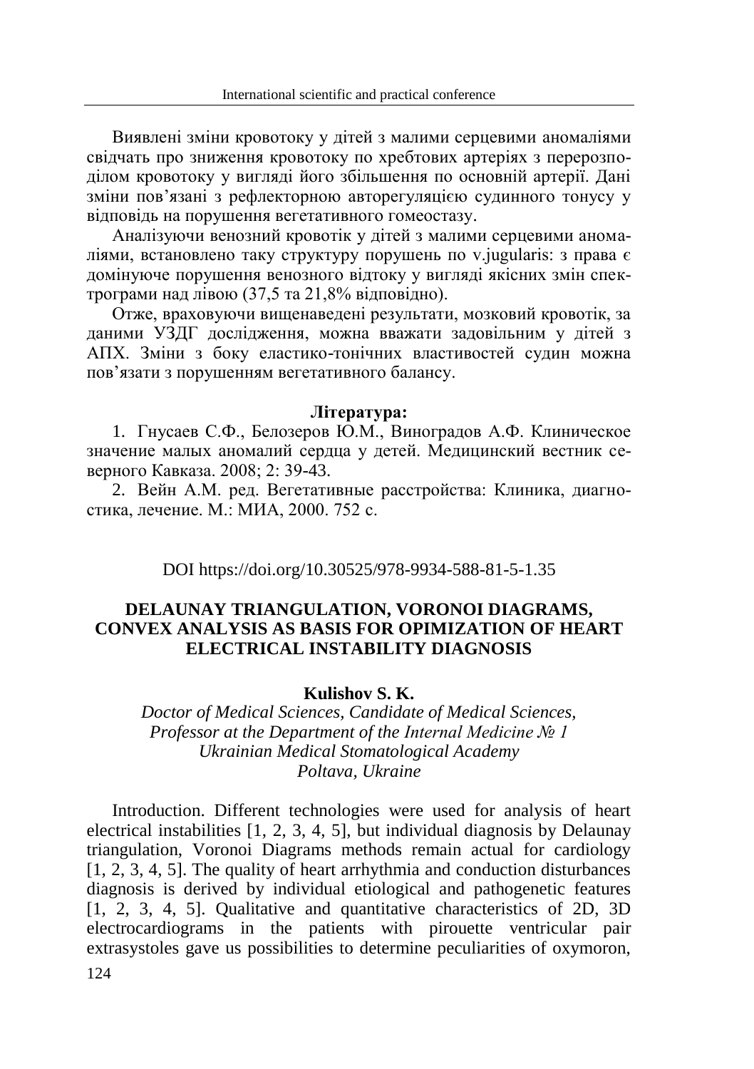Виявлені зміни кровотоку у дітей з малими серцевими аномаліями свідчать про зниження кровотоку по хребтових артеріях з перерозподілом кровотоку у вигляді його збільшення по основній артерії. Дані зміни пов'язані з рефлекторною авторегуляцією судинного тонусу у відповідь на порушення вегетативного гомеостазу.

Аналізуючи венозний кровотік у дітей з малими серцевими аномаліями, встановлено таку структуру порушень по v.jugularis: з права є домінуюче порушення венозного відтоку у вигляді якісних змін спектрограми над лівою (37,5 та 21,8% відповідно).

Отже, враховуючи вищенаведені результати, мозковий кровотік, за даними УЗДГ дослідження, можна вважати задовільним у дітей з АПХ. Зміни з боку еластико-тонічних властивостей судин можна пов'язати з порушенням вегетативного балансу.

**Література:**

1. Гнусаев С.Ф., Белозеров Ю.М., Виноградов А.Ф. Клиническое значение малых аномалий сердца у детей. Медицинский вестник северного Кавказа. 2008; 2: 39-43.
2. Вейн А.М. ред. Вегетативные расстройства: Клиника, диагностика, лечение. М.: МИА, 2000. 752 с.

DOI https://doi.org/10.30525/978-9934-588-81-5-1.35

## DELAUNAY TRIANGULATION, VORONOI DIAGRAMS, CONVEX ANALYSIS AS BASIS FOR OPIMIZATION OF HEART ELECTRICAL INSTABILITY DIAGNOSIS

**Kulishov S. K.**

*Doctor of Medical Sciences, Candidate of Medical Sciences,*
*Professor at the Department of the Internal Medicine № 1*
*Ukrainian Medical Stomatological Academy*
*Poltava, Ukraine*

Introduction. Different technologies were used for analysis of heart electrical instabilities [1, 2, 3, 4, 5], but individual diagnosis by Delaunay triangulation, Voronoi Diagrams methods remain actual for cardiology [1, 2, 3, 4, 5]. The quality of heart arrhythmia and conduction disturbances diagnosis is derived by individual etiological and pathogenetic features [1, 2, 3, 4, 5]. Qualitative and quantitative characteristics of 2D, 3D electrocardiograms in the patients with pirouette ventricular pair extrasystoles gave us possibilities to determine peculiarities of oxymoron,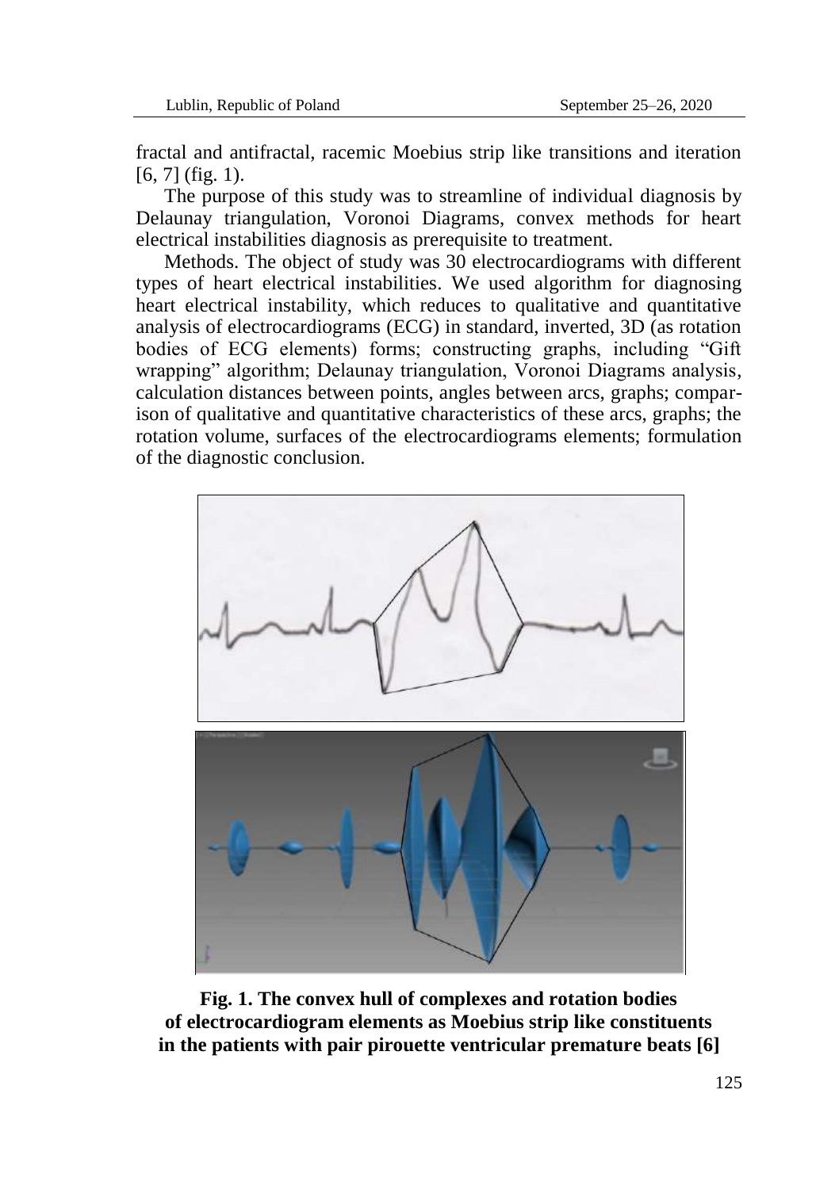fractal and antifractal, racemic Moebius strip like transitions and iteration [6, 7] (fig. 1).

The purpose of this study was to streamline of individual diagnosis by Delaunay triangulation, Voronoi Diagrams, convex methods for heart electrical instabilities diagnosis as prerequisite to treatment.

Methods. The object of study was 30 electrocardiograms with different types of heart electrical instabilities. We used algorithm for diagnosing heart electrical instability, which reduces to qualitative and quantitative analysis of electrocardiograms (ECG) in standard, inverted, 3D (as rotation bodies of ECG elements) forms; constructing graphs, including "Gift wrapping" algorithm; Delaunay triangulation, Voronoi Diagrams analysis, calculation distances between points, angles between arcs, graphs; comparison of qualitative and quantitative characteristics of these arcs, graphs; the rotation volume, surfaces of the electrocardiograms elements; formulation of the diagnostic conclusion.

**Fig. 1. The convex hull of complexes and rotation bodies of electrocardiogram elements as Moebius strip like constituents in the patients with pair pirouette ventricular premature beats [6]**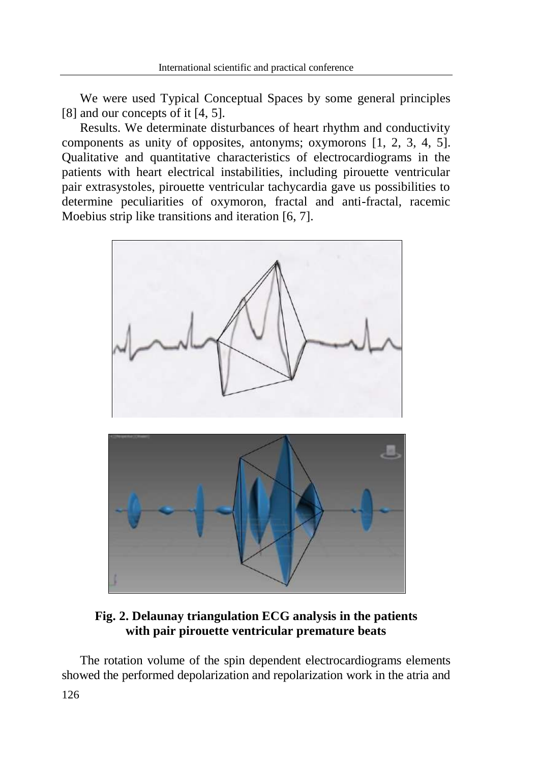We were used Typical Conceptual Spaces by some general principles [8] and our concepts of it [4, 5].

Results. We determinate disturbances of heart rhythm and conductivity components as unity of opposites, antonyms; oxymorons [1, 2, 3, 4, 5]. Qualitative and quantitative characteristics of electrocardiograms in the patients with heart electrical instabilities, including pirouette ventricular pair extrasystoles, pirouette ventricular tachycardia gave us possibilities to determine peculiarities of oxymoron, fractal and anti-fractal, racemic Moebius strip like transitions and iteration [6, 7].

**Fig. 2. Delaunay triangulation ECG analysis in the patients with pair pirouette ventricular premature beats**

The rotation volume of the spin dependent electrocardiograms elements showed the performed depolarization and repolarization work in the atria and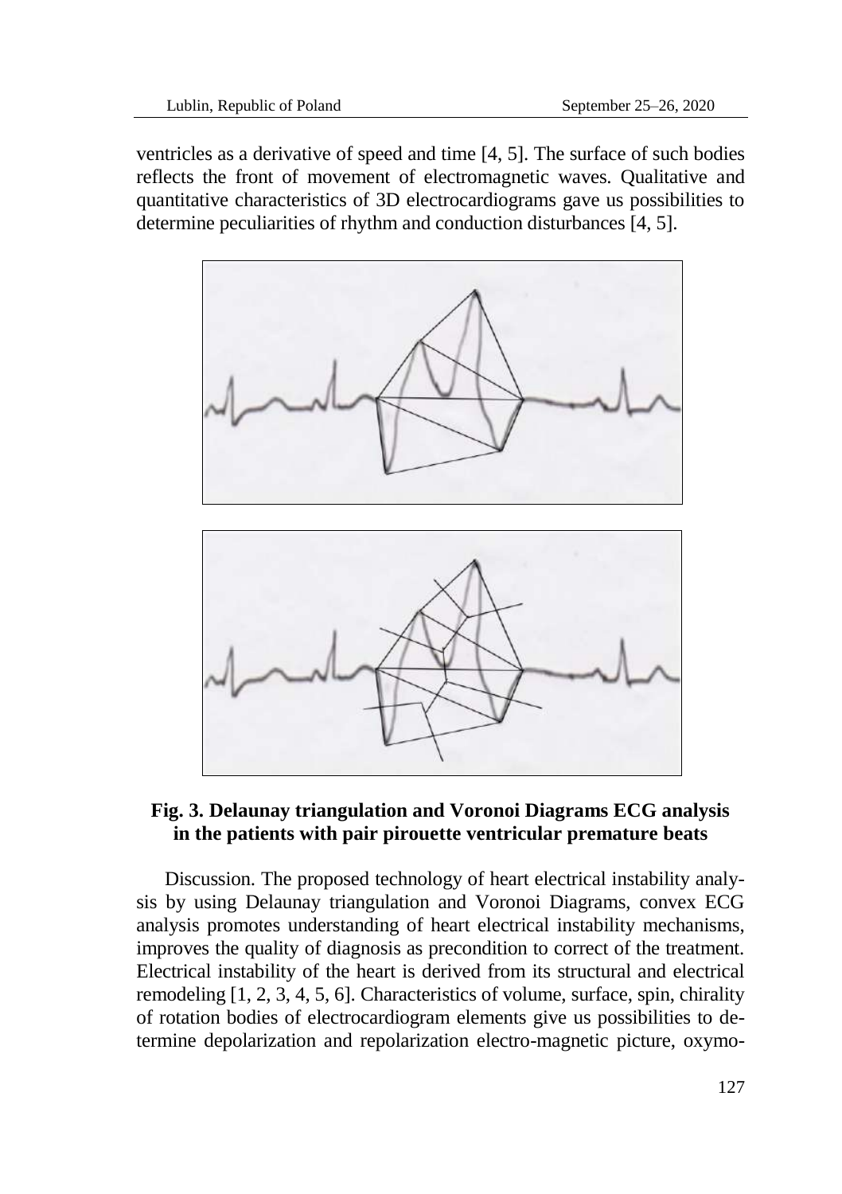ventricles as a derivative of speed and time [4, 5]. The surface of such bodies reflects the front of movement of electromagnetic waves. Qualitative and quantitative characteristics of 3D electrocardiograms gave us possibilities to determine peculiarities of rhythm and conduction disturbances [4, 5].

**Fig. 3. Delaunay triangulation and Voronoi Diagrams ECG analysis in the patients with pair pirouette ventricular premature beats**

Discussion. The proposed technology of heart electrical instability analysis by using Delaunay triangulation and Voronoi Diagrams, convex ECG analysis promotes understanding of heart electrical instability mechanisms, improves the quality of diagnosis as precondition to correct of the treatment. Electrical instability of the heart is derived from its structural and electrical remodeling [1, 2, 3, 4, 5, 6]. Characteristics of volume, surface, spin, chirality of rotation bodies of electrocardiogram elements give us possibilities to determine depolarization and repolarization electro-magnetic picture, oxymo-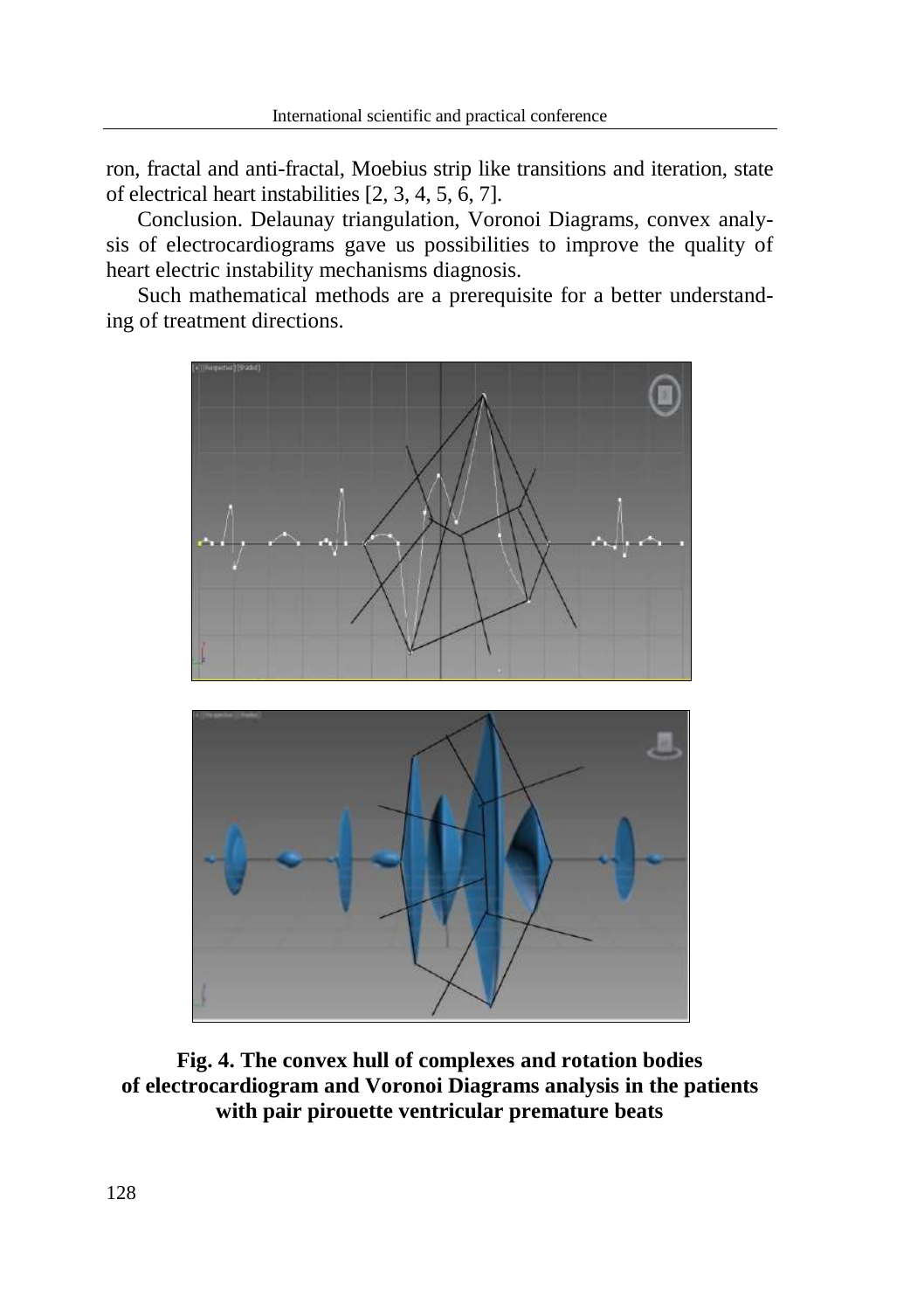ron, fractal and anti-fractal, Moebius strip like transitions and iteration, state of electrical heart instabilities [2, 3, 4, 5, 6, 7].

Conclusion. Delaunay triangulation, Voronoi Diagrams, convex analysis of electrocardiograms gave us possibilities to improve the quality of heart electric instability mechanisms diagnosis.

Such mathematical methods are a prerequisite for a better understanding of treatment directions.

**Fig. 4. The convex hull of complexes and rotation bodies of electrocardiogram and Voronoi Diagrams analysis in the patients with pair pirouette ventricular premature beats**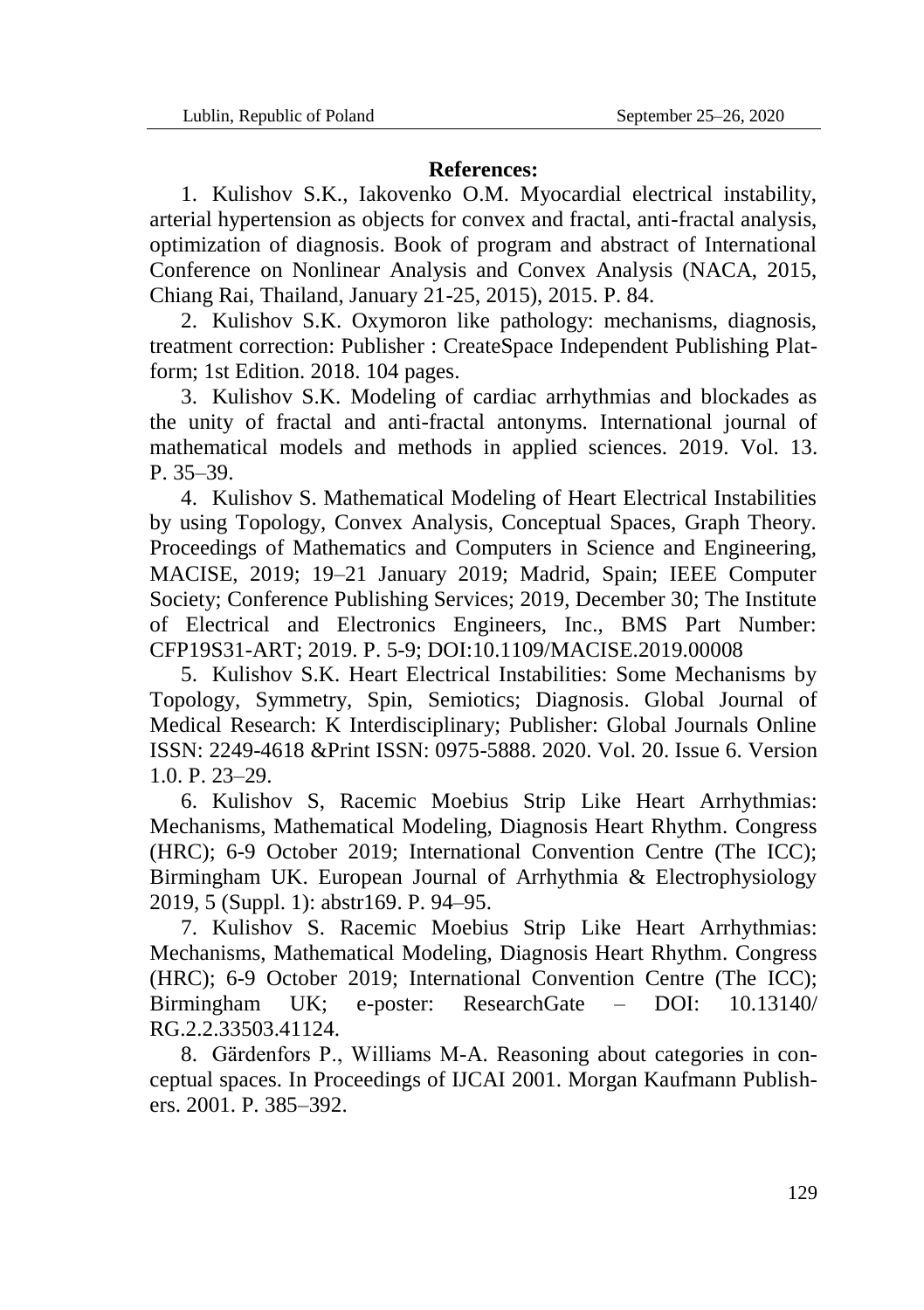**References:**

1. Kulishov S.K., Iakovenko O.M. Myocardial electrical instability, arterial hypertension as objects for convex and fractal, anti-fractal analysis, optimization of diagnosis. Book of program and abstract of International Conference on Nonlinear Analysis and Convex Analysis (NACA, 2015, Chiang Rai, Thailand, January 21-25, 2015), 2015. P. 84.

2. Kulishov S.K. Oxymoron like pathology: mechanisms, diagnosis, treatment correction: Publisher : CreateSpace Independent Publishing Platform; 1st Edition. 2018. 104 pages.

3. Kulishov S.K. Modeling of cardiac arrhythmias and blockades as the unity of fractal and anti-fractal antonyms. International journal of mathematical models and methods in applied sciences. 2019. Vol. 13. P. 35–39.

4. Kulishov S. Mathematical Modeling of Heart Electrical Instabilities by using Topology, Convex Analysis, Conceptual Spaces, Graph Theory. Proceedings of Mathematics and Computers in Science and Engineering, MACISE, 2019; 19–21 January 2019; Madrid, Spain; IEEE Computer Society; Conference Publishing Services; 2019, December 30; The Institute of Electrical and Electronics Engineers, Inc., BMS Part Number: CFP19S31-ART; 2019. P. 5-9; DOI:10.1109/MACISE.2019.00008

5. Kulishov S.K. Heart Electrical Instabilities: Some Mechanisms by Topology, Symmetry, Spin, Semiotics; Diagnosis. Global Journal of Medical Research: K Interdisciplinary; Publisher: Global Journals Online ISSN: 2249-4618 &Print ISSN: 0975-5888. 2020. Vol. 20. Issue 6. Version 1.0. P. 23–29.

6. Kulishov S, Racemic Moebius Strip Like Heart Arrhythmias: Mechanisms, Mathematical Modeling, Diagnosis Heart Rhythm. Congress (HRC); 6-9 October 2019; International Convention Centre (The ICC); Birmingham UK. European Journal of Arrhythmia & Electrophysiology 2019, 5 (Suppl. 1): abstr169. P. 94–95.

7. Kulishov S. Racemic Moebius Strip Like Heart Arrhythmias: Mechanisms, Mathematical Modeling, Diagnosis Heart Rhythm. Congress (HRC); 6-9 October 2019; International Convention Centre (The ICC); Birmingham UK; e-poster: ResearchGate – DOI: 10.13140/ RG.2.2.33503.41124.

8. Gärdenfors P., Williams M-A. Reasoning about categories in conceptual spaces. In Proceedings of IJCAI 2001. Morgan Kaufmann Publishers. 2001. P. 385–392.